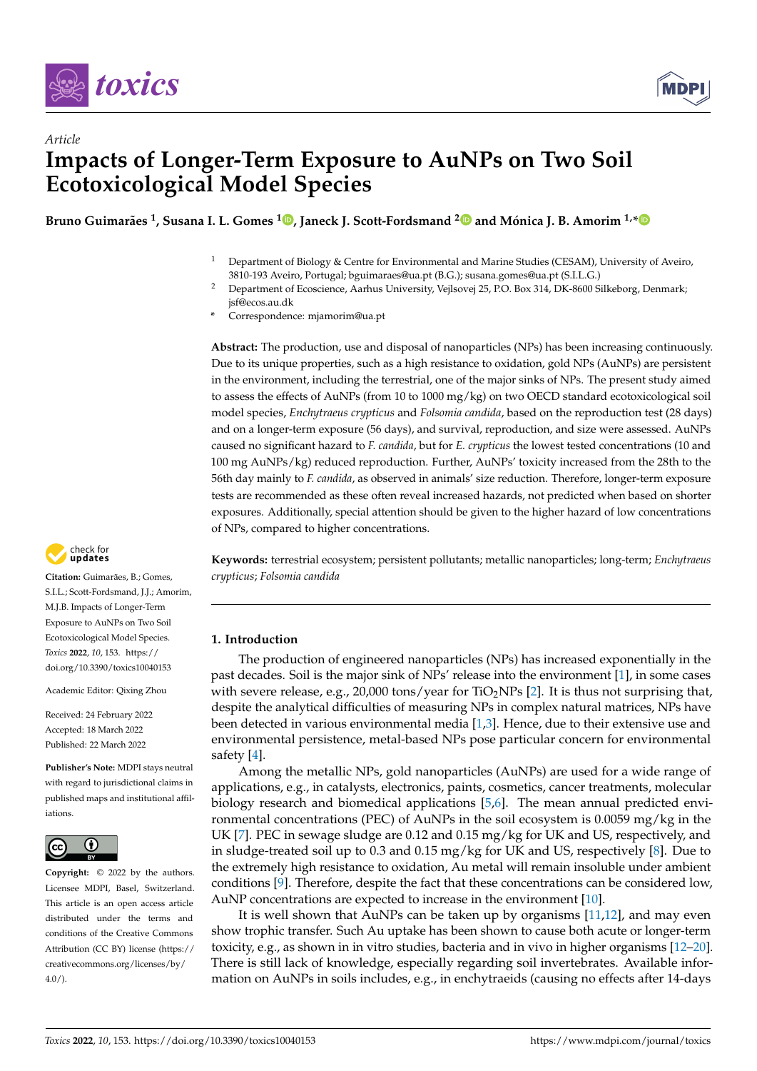*Article*

# Impacts of Longer-Term Exposure to AuNPs on Two Soil Ecotoxicological Model Species

**Bruno Guimarães [1], Susana I. L. Gomes [1], Janeck J. Scott-Fordsmand [2] and Mónica J. B. Amorim [1,*]**

[1] Department of Biology & Centre for Environmental and Marine Studies (CESAM), University of Aveiro, 3810-193 Aveiro, Portugal; bguimaraes@ua.pt (B.G.); susana.gomes@ua.pt (S.I.L.G.)

[2] Department of Ecoscience, Aarhus University, Vejlsovej 25, P.O. Box 314, DK-8600 Silkeborg, Denmark; jsf@ecos.au.dk

[*] Correspondence: mjamorim@ua.pt

**Abstract:** The production, use and disposal of nanoparticles (NPs) has been increasing continuously. Due to its unique properties, such as a high resistance to oxidation, gold NPs (AuNPs) are persistent in the environment, including the terrestrial, one of the major sinks of NPs. The present study aimed to assess the effects of AuNPs (from 10 to 1000 mg/kg) on two OECD standard ecotoxicological soil model species, *Enchytraeus crypticus* and *Folsomia candida*, based on the reproduction test (28 days) and on a longer-term exposure (56 days), and survival, reproduction, and size were assessed. AuNPs caused no significant hazard to *F. candida*, but for *E. crypticus* the lowest tested concentrations (10 and 100 mg AuNPs/kg) reduced reproduction. Further, AuNPs' toxicity increased from the 28th to the 56th day mainly to *F. candida*, as observed in animals' size reduction. Therefore, longer-term exposure tests are recommended as these often reveal increased hazards, not predicted when based on shorter exposures. Additionally, special attention should be given to the higher hazard of low concentrations of NPs, compared to higher concentrations.

**Keywords:** terrestrial ecosystem; persistent pollutants; metallic nanoparticles; long-term; *Enchytraeus crypticus*; *Folsomia candida*

**Citation:** Guimarães, B.; Gomes, S.I.L.; Scott-Fordsmand, J.J.; Amorim, M.J.B. Impacts of Longer-Term Exposure to AuNPs on Two Soil Ecotoxicological Model Species. *Toxics* **2022**, *10*, 153. https://doi.org/10.3390/toxics10040153

Academic Editor: Qixing Zhou

Received: 24 February 2022
Accepted: 18 March 2022
Published: 22 March 2022

**Publisher's Note:** MDPI stays neutral with regard to jurisdictional claims in published maps and institutional affiliations.

**Copyright:** © 2022 by the authors. Licensee MDPI, Basel, Switzerland. This article is an open access article distributed under the terms and conditions of the Creative Commons Attribution (CC BY) license (https://creativecommons.org/licenses/by/4.0/).

## 1. Introduction

The production of engineered nanoparticles (NPs) has increased exponentially in the past decades. Soil is the major sink of NPs' release into the environment [1], in some cases with severe release, e.g., 20,000 tons/year for $TiO_2$NPs [2]. It is thus not surprising that, despite the analytical difficulties of measuring NPs in complex natural matrices, NPs have been detected in various environmental media [1,3]. Hence, due to their extensive use and environmental persistence, metal-based NPs pose particular concern for environmental safety [4].

Among the metallic NPs, gold nanoparticles (AuNPs) are used for a wide range of applications, e.g., in catalysts, electronics, paints, cosmetics, cancer treatments, molecular biology research and biomedical applications [5,6]. The mean annual predicted environmental concentrations (PEC) of AuNPs in the soil ecosystem is 0.0059 mg/kg in the UK [7]. PEC in sewage sludge are 0.12 and 0.15 mg/kg for UK and US, respectively, and in sludge-treated soil up to 0.3 and 0.15 mg/kg for UK and US, respectively [8]. Due to the extremely high resistance to oxidation, Au metal will remain insoluble under ambient conditions [9]. Therefore, despite the fact that these concentrations can be considered low, AuNP concentrations are expected to increase in the environment [10].

It is well shown that AuNPs can be taken up by organisms [11,12], and may even show trophic transfer. Such Au uptake has been shown to cause both acute or longer-term toxicity, e.g., as shown in in vitro studies, bacteria and in vivo in higher organisms [12–20]. There is still lack of knowledge, especially regarding soil invertebrates. Available information on AuNPs in soils includes, e.g., in enchytraeids (causing no effects after 14-days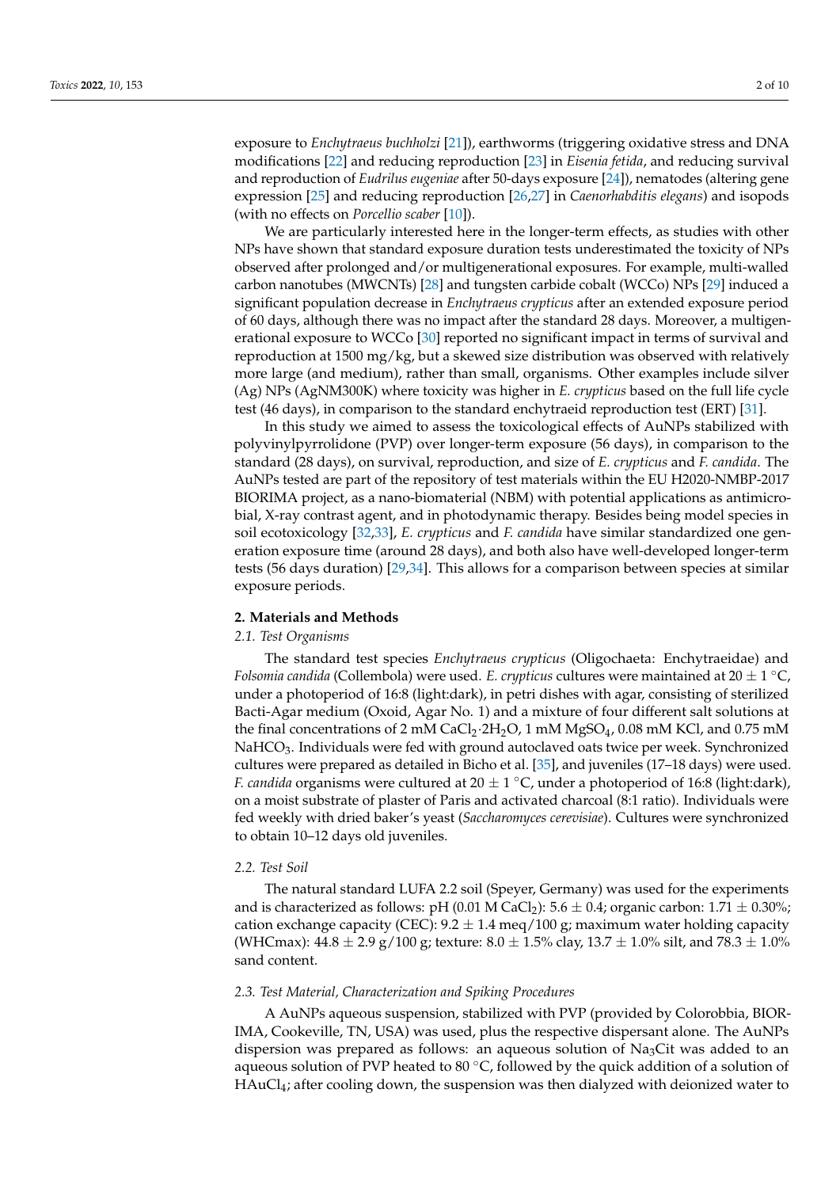exposure to *Enchytraeus buchholzi* [21]), earthworms (triggering oxidative stress and DNA modifications [22] and reducing reproduction [23] in *Eisenia fetida*, and reducing survival and reproduction of *Eudrilus eugeniae* after 50-days exposure [24]), nematodes (altering gene expression [25] and reducing reproduction [26,27] in *Caenorhabditis elegans*) and isopods (with no effects on *Porcellio scaber* [10]).

We are particularly interested here in the longer-term effects, as studies with other NPs have shown that standard exposure duration tests underestimated the toxicity of NPs observed after prolonged and/or multigenerational exposures. For example, multi-walled carbon nanotubes (MWCNTs) [28] and tungsten carbide cobalt (WCCo) NPs [29] induced a significant population decrease in *Enchytraeus crypticus* after an extended exposure period of 60 days, although there was no impact after the standard 28 days. Moreover, a multigenerational exposure to WCCo [30] reported no significant impact in terms of survival and reproduction at 1500 mg/kg, but a skewed size distribution was observed with relatively more large (and medium), rather than small, organisms. Other examples include silver (Ag) NPs (AgNM300K) where toxicity was higher in *E. crypticus* based on the full life cycle test (46 days), in comparison to the standard enchytraeid reproduction test (ERT) [31].

In this study we aimed to assess the toxicological effects of AuNPs stabilized with polyvinylpyrrolidone (PVP) over longer-term exposure (56 days), in comparison to the standard (28 days), on survival, reproduction, and size of *E. crypticus* and *F. candida*. The AuNPs tested are part of the repository of test materials within the EU H2020-NMBP-2017 BIORIMA project, as a nano-biomaterial (NBM) with potential applications as antimicrobial, X-ray contrast agent, and in photodynamic therapy. Besides being model species in soil ecotoxicology [32,33], *E. crypticus* and *F. candida* have similar standardized one generation exposure time (around 28 days), and both also have well-developed longer-term tests (56 days duration) [29,34]. This allows for a comparison between species at similar exposure periods.

## 2. Materials and Methods

### 2.1. Test Organisms

The standard test species *Enchytraeus crypticus* (Oligochaeta: Enchytraeidae) and *Folsomia candida* (Collembola) were used. *E. crypticus* cultures were maintained at 20 ± 1 °C, under a photoperiod of 16:8 (light:dark), in petri dishes with agar, consisting of sterilized Bacti-Agar medium (Oxoid, Agar No. 1) and a mixture of four different salt solutions at the final concentrations of 2 mM $CaCl_2 \cdot 2H_2O$, 1 mM $MgSO_4$, 0.08 mM KCl, and 0.75 mM $NaHCO_3$. Individuals were fed with ground autoclaved oats twice per week. Synchronized cultures were prepared as detailed in Bicho et al. [35], and juveniles (17–18 days) were used. *F. candida* organisms were cultured at 20 ± 1 °C, under a photoperiod of 16:8 (light:dark), on a moist substrate of plaster of Paris and activated charcoal (8:1 ratio). Individuals were fed weekly with dried baker's yeast (*Saccharomyces cerevisiae*). Cultures were synchronized to obtain 10–12 days old juveniles.

### 2.2. Test Soil

The natural standard LUFA 2.2 soil (Speyer, Germany) was used for the experiments and is characterized as follows: pH (0.01 M $CaCl_2$): 5.6 ± 0.4; organic carbon: 1.71 ± 0.30%; cation exchange capacity (CEC): 9.2 ± 1.4 meq/100 g; maximum water holding capacity (WHCmax): 44.8 ± 2.9 g/100 g; texture: 8.0 ± 1.5% clay, 13.7 ± 1.0% silt, and 78.3 ± 1.0% sand content.

### 2.3. Test Material, Characterization and Spiking Procedures

A AuNPs aqueous suspension, stabilized with PVP (provided by Colorobbia, BIORIMA, Cookeville, TN, USA) was used, plus the respective dispersant alone. The AuNPs dispersion was prepared as follows: an aqueous solution of $Na_3Cit$ was added to an aqueous solution of PVP heated to 80 °C, followed by the quick addition of a solution of $HAuCl_4$; after cooling down, the suspension was then dialyzed with deionized water to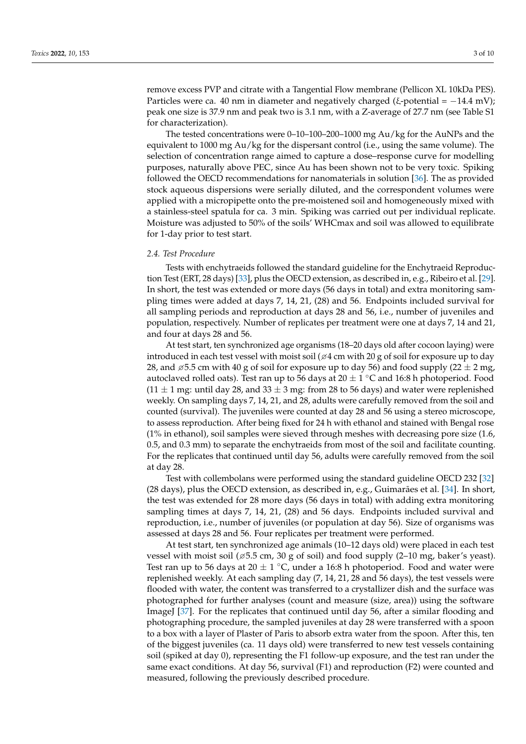remove excess PVP and citrate with a Tangential Flow membrane (Pellicon XL 10kDa PES). Particles were ca. 40 nm in diameter and negatively charged (ξ-potential = −14.4 mV); peak one size is 37.9 nm and peak two is 3.1 nm, with a Z-average of 27.7 nm (see Table S1 for characterization).

The tested concentrations were 0–10–100–200–1000 mg Au/kg for the AuNPs and the equivalent to 1000 mg Au/kg for the dispersant control (i.e., using the same volume). The selection of concentration range aimed to capture a dose–response curve for modelling purposes, naturally above PEC, since Au has been shown not to be very toxic. Spiking followed the OECD recommendations for nanomaterials in solution [36]. The as provided stock aqueous dispersions were serially diluted, and the correspondent volumes were applied with a micropipette onto the pre-moistened soil and homogeneously mixed with a stainless-steel spatula for ca. 3 min. Spiking was carried out per individual replicate. Moisture was adjusted to 50% of the soils' WHCmax and soil was allowed to equilibrate for 1-day prior to test start.

### *2.4. Test Procedure*

Tests with enchytraeids followed the standard guideline for the Enchytraeid Reproduction Test (ERT, 28 days) [33], plus the OECD extension, as described in, e.g., Ribeiro et al. [29]. In short, the test was extended or more days (56 days in total) and extra monitoring sampling times were added at days 7, 14, 21, (28) and 56. Endpoints included survival for all sampling periods and reproduction at days 28 and 56, i.e., number of juveniles and population, respectively. Number of replicates per treatment were one at days 7, 14 and 21, and four at days 28 and 56.

At test start, ten synchronized age organisms (18–20 days old after cocoon laying) were introduced in each test vessel with moist soil (⌀4 cm with 20 g of soil for exposure up to day 28, and ⌀5.5 cm with 40 g of soil for exposure up to day 56) and food supply (22 ± 2 mg, autoclaved rolled oats). Test ran up to 56 days at 20 ± 1 °C and 16:8 h photoperiod. Food (11 ± 1 mg: until day 28, and 33 ± 3 mg: from 28 to 56 days) and water were replenished weekly. On sampling days 7, 14, 21, and 28, adults were carefully removed from the soil and counted (survival). The juveniles were counted at day 28 and 56 using a stereo microscope, to assess reproduction. After being fixed for 24 h with ethanol and stained with Bengal rose (1% in ethanol), soil samples were sieved through meshes with decreasing pore size (1.6, 0.5, and 0.3 mm) to separate the enchytraeids from most of the soil and facilitate counting. For the replicates that continued until day 56, adults were carefully removed from the soil at day 28.

Test with collembolans were performed using the standard guideline OECD 232 [32] (28 days), plus the OECD extension, as described in, e.g., Guimarães et al. [34]. In short, the test was extended for 28 more days (56 days in total) with adding extra monitoring sampling times at days 7, 14, 21, (28) and 56 days. Endpoints included survival and reproduction, i.e., number of juveniles (or population at day 56). Size of organisms was assessed at days 28 and 56. Four replicates per treatment were performed.

At test start, ten synchronized age animals (10–12 days old) were placed in each test vessel with moist soil (⌀5.5 cm, 30 g of soil) and food supply (2–10 mg, baker's yeast). Test ran up to 56 days at 20 ± 1 °C, under a 16:8 h photoperiod. Food and water were replenished weekly. At each sampling day (7, 14, 21, 28 and 56 days), the test vessels were flooded with water, the content was transferred to a crystallizer dish and the surface was photographed for further analyses (count and measure (size, area)) using the software ImageJ [37]. For the replicates that continued until day 56, after a similar flooding and photographing procedure, the sampled juveniles at day 28 were transferred with a spoon to a box with a layer of Plaster of Paris to absorb extra water from the spoon. After this, ten of the biggest juveniles (ca. 11 days old) were transferred to new test vessels containing soil (spiked at day 0), representing the F1 follow-up exposure, and the test ran under the same exact conditions. At day 56, survival (F1) and reproduction (F2) were counted and measured, following the previously described procedure.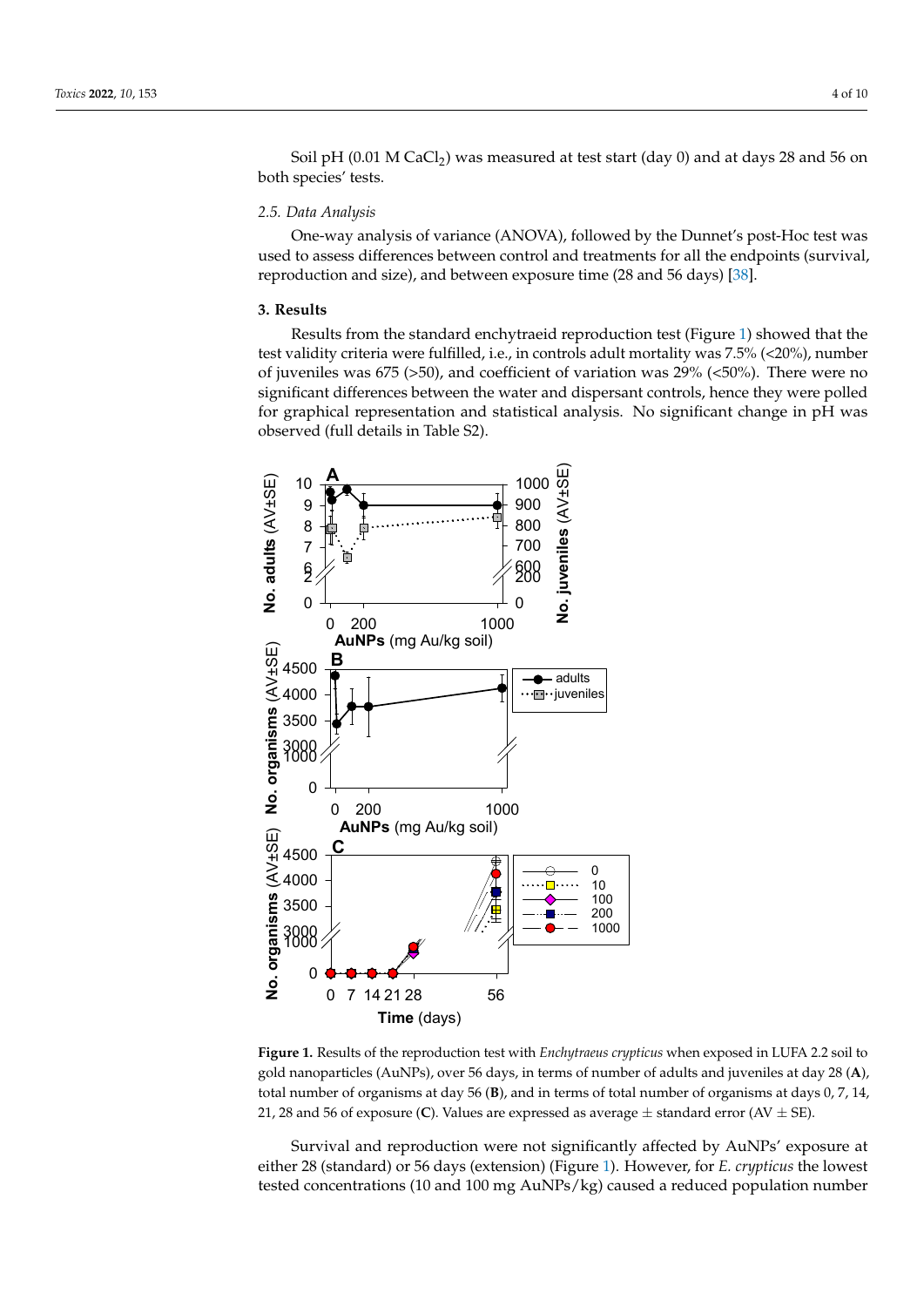Soil pH (0.01 M $CaCl_2$) was measured at test start (day 0) and at days 28 and 56 on both species' tests.

### 2.5. Data Analysis

One-way analysis of variance (ANOVA), followed by the Dunnet's post-Hoc test was used to assess differences between control and treatments for all the endpoints (survival, reproduction and size), and between exposure time (28 and 56 days) [38].

## 3. Results

Results from the standard enchytraeid reproduction test (Figure 1) showed that the test validity criteria were fulfilled, i.e., in controls adult mortality was 7.5% (<20%), number of juveniles was 675 (>50), and coefficient of variation was 29% (<50%). There were no significant differences between the water and dispersant controls, hence they were polled for graphical representation and statistical analysis. No significant change in pH was observed (full details in Table S2).

**Figure 1.** Results of the reproduction test with *Enchytraeus crypticus* when exposed in LUFA 2.2 soil to gold nanoparticles (AuNPs), over 56 days, in terms of number of adults and juveniles at day 28 (**A**), total number of organisms at day 56 (**B**), and in terms of total number of organisms at days 0, 7, 14, 21, 28 and 56 of exposure (**C**). Values are expressed as average ± standard error (AV ± SE).

Survival and reproduction were not significantly affected by AuNPs' exposure at either 28 (standard) or 56 days (extension) (Figure 1). However, for *E. crypticus* the lowest tested concentrations (10 and 100 mg AuNPs/kg) caused a reduced population number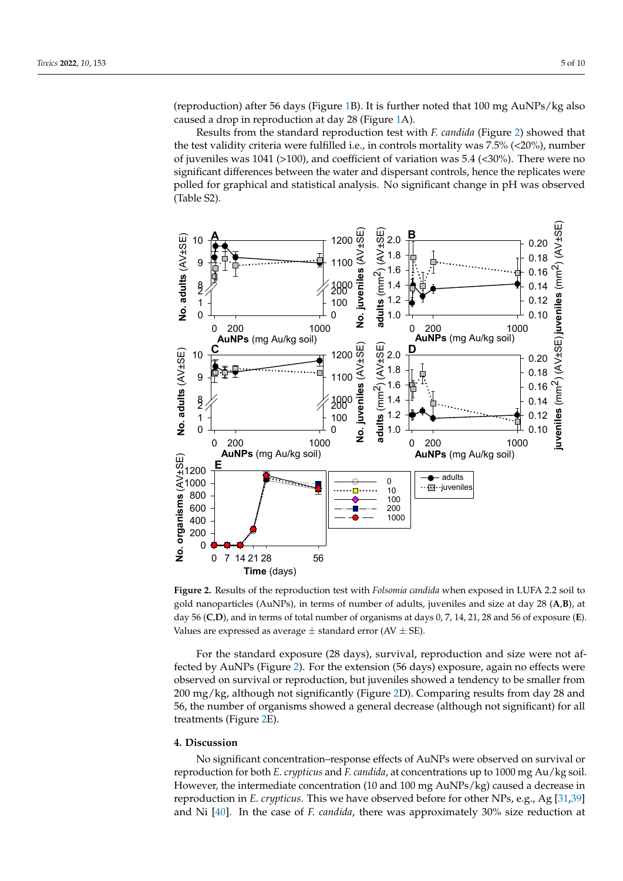(reproduction) after 56 days (Figure 1B). It is further noted that 100 mg AuNPs/kg also caused a drop in reproduction at day 28 (Figure 1A).

Results from the standard reproduction test with *F. candida* (Figure 2) showed that the test validity criteria were fulfilled i.e., in controls mortality was 7.5% (<20%), number of juveniles was 1041 (>100), and coefficient of variation was 5.4 (<30%). There were no significant differences between the water and dispersant controls, hence the replicates were polled for graphical and statistical analysis. No significant change in pH was observed (Table S2).

**Figure 2.** Results of the reproduction test with *Folsomia candida* when exposed in LUFA 2.2 soil to gold nanoparticles (AuNPs), in terms of number of adults, juveniles and size at day 28 (**A**,**B**), at day 56 (**C**,**D**), and in terms of total number of organisms at days 0, 7, 14, 21, 28 and 56 of exposure (**E**). Values are expressed as average ± standard error (AV ± SE).

For the standard exposure (28 days), survival, reproduction and size were not affected by AuNPs (Figure 2). For the extension (56 days) exposure, again no effects were observed on survival or reproduction, but juveniles showed a tendency to be smaller from 200 mg/kg, although not significantly (Figure 2D). Comparing results from day 28 and 56, the number of organisms showed a general decrease (although not significant) for all treatments (Figure 2E).

## 4. Discussion

No significant concentration–response effects of AuNPs were observed on survival or reproduction for both *E. crypticus* and *F. candida*, at concentrations up to 1000 mg Au/kg soil. However, the intermediate concentration (10 and 100 mg AuNPs/kg) caused a decrease in reproduction in *E. crypticus*. This we have observed before for other NPs, e.g., Ag [31,39] and Ni [40]. In the case of *F. candida*, there was approximately 30% size reduction at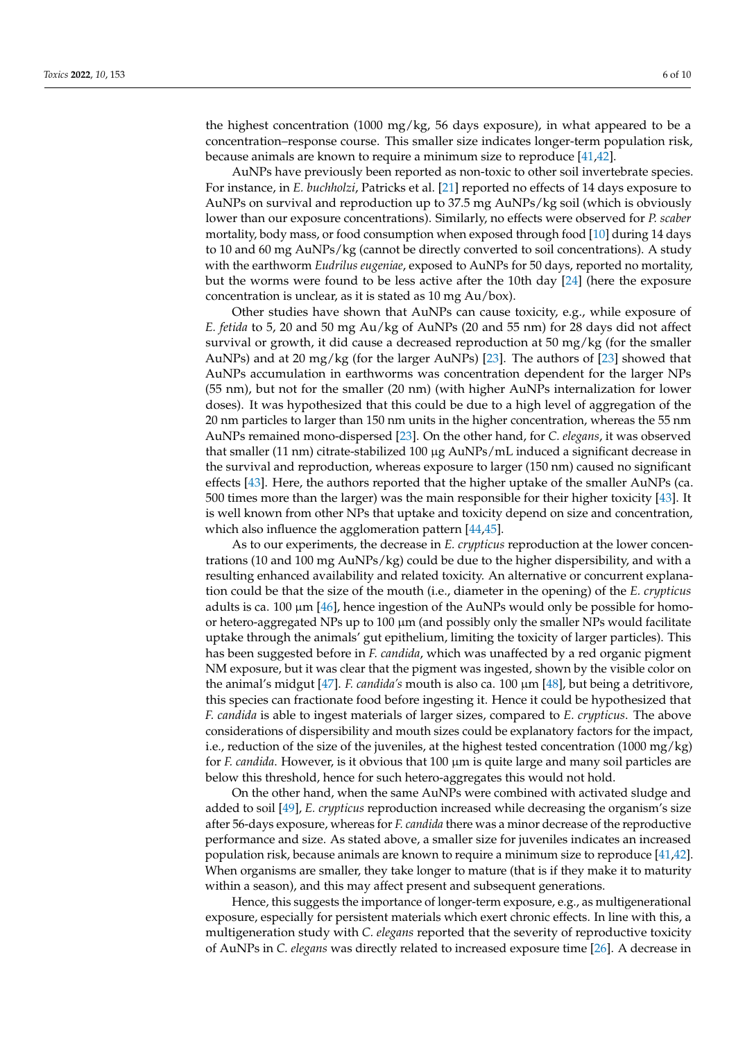the highest concentration (1000 mg/kg, 56 days exposure), in what appeared to be a concentration–response course. This smaller size indicates longer-term population risk, because animals are known to require a minimum size to reproduce [41,42].

AuNPs have previously been reported as non-toxic to other soil invertebrate species. For instance, in *E. buchholzi*, Patricks et al. [21] reported no effects of 14 days exposure to AuNPs on survival and reproduction up to 37.5 mg AuNPs/kg soil (which is obviously lower than our exposure concentrations). Similarly, no effects were observed for *P. scaber* mortality, body mass, or food consumption when exposed through food [10] during 14 days to 10 and 60 mg AuNPs/kg (cannot be directly converted to soil concentrations). A study with the earthworm *Eudrilus eugeniae*, exposed to AuNPs for 50 days, reported no mortality, but the worms were found to be less active after the 10th day [24] (here the exposure concentration is unclear, as it is stated as 10 mg Au/box).

Other studies have shown that AuNPs can cause toxicity, e.g., while exposure of *E. fetida* to 5, 20 and 50 mg Au/kg of AuNPs (20 and 55 nm) for 28 days did not affect survival or growth, it did cause a decreased reproduction at 50 mg/kg (for the smaller AuNPs) and at 20 mg/kg (for the larger AuNPs) [23]. The authors of [23] showed that AuNPs accumulation in earthworms was concentration dependent for the larger NPs (55 nm), but not for the smaller (20 nm) (with higher AuNPs internalization for lower doses). It was hypothesized that this could be due to a high level of aggregation of the 20 nm particles to larger than 150 nm units in the higher concentration, whereas the 55 nm AuNPs remained mono-dispersed [23]. On the other hand, for *C. elegans*, it was observed that smaller (11 nm) citrate-stabilized 100 µg AuNPs/mL induced a significant decrease in the survival and reproduction, whereas exposure to larger (150 nm) caused no significant effects [43]. Here, the authors reported that the higher uptake of the smaller AuNPs (ca. 500 times more than the larger) was the main responsible for their higher toxicity [43]. It is well known from other NPs that uptake and toxicity depend on size and concentration, which also influence the agglomeration pattern [44,45].

As to our experiments, the decrease in *E. crypticus* reproduction at the lower concentrations (10 and 100 mg AuNPs/kg) could be due to the higher dispersibility, and with a resulting enhanced availability and related toxicity. An alternative or concurrent explanation could be that the size of the mouth (i.e., diameter in the opening) of the *E. crypticus* adults is ca. 100 µm [46], hence ingestion of the AuNPs would only be possible for homo- or hetero-aggregated NPs up to 100 µm (and possibly only the smaller NPs would facilitate uptake through the animals' gut epithelium, limiting the toxicity of larger particles). This has been suggested before in *F. candida*, which was unaffected by a red organic pigment NM exposure, but it was clear that the pigment was ingested, shown by the visible color on the animal's midgut [47]. *F. candida's* mouth is also ca. 100 µm [48], but being a detritivore, this species can fractionate food before ingesting it. Hence it could be hypothesized that *F. candida* is able to ingest materials of larger sizes, compared to *E. crypticus*. The above considerations of dispersibility and mouth sizes could be explanatory factors for the impact, i.e., reduction of the size of the juveniles, at the highest tested concentration (1000 mg/kg) for *F. candida*. However, is it obvious that 100 µm is quite large and many soil particles are below this threshold, hence for such hetero-aggregates this would not hold.

On the other hand, when the same AuNPs were combined with activated sludge and added to soil [49], *E. crypticus* reproduction increased while decreasing the organism's size after 56-days exposure, whereas for *F. candida* there was a minor decrease of the reproductive performance and size. As stated above, a smaller size for juveniles indicates an increased population risk, because animals are known to require a minimum size to reproduce [41,42]. When organisms are smaller, they take longer to mature (that is if they make it to maturity within a season), and this may affect present and subsequent generations.

Hence, this suggests the importance of longer-term exposure, e.g., as multigenerational exposure, especially for persistent materials which exert chronic effects. In line with this, a multigeneration study with *C. elegans* reported that the severity of reproductive toxicity of AuNPs in *C. elegans* was directly related to increased exposure time [26]. A decrease in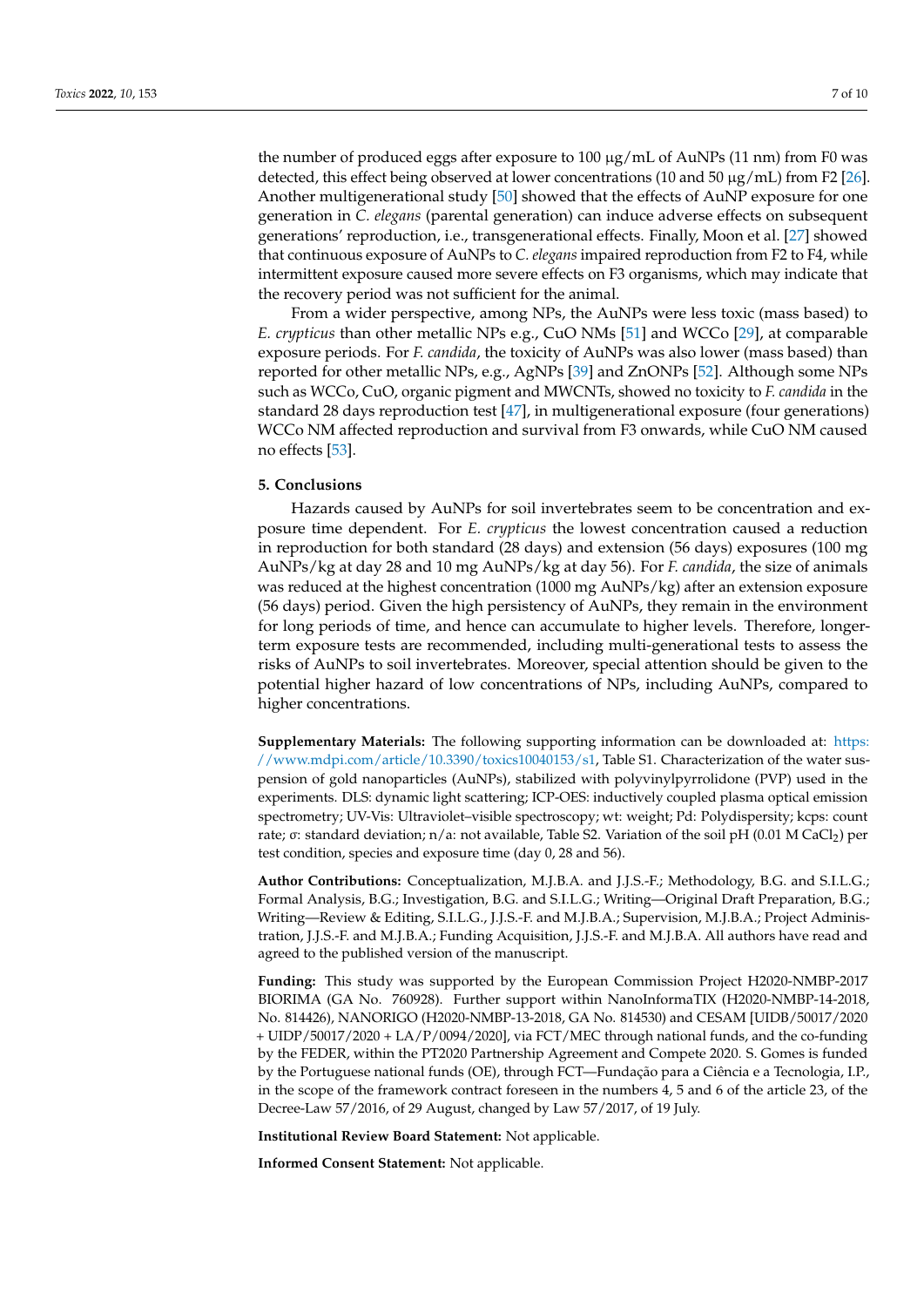the number of produced eggs after exposure to 100 μg/mL of AuNPs (11 nm) from F0 was detected, this effect being observed at lower concentrations (10 and 50 μg/mL) from F2 [26]. Another multigenerational study [50] showed that the effects of AuNP exposure for one generation in *C. elegans* (parental generation) can induce adverse effects on subsequent generations' reproduction, i.e., transgenerational effects. Finally, Moon et al. [27] showed that continuous exposure of AuNPs to *C. elegans* impaired reproduction from F2 to F4, while intermittent exposure caused more severe effects on F3 organisms, which may indicate that the recovery period was not sufficient for the animal.

From a wider perspective, among NPs, the AuNPs were less toxic (mass based) to *E. crypticus* than other metallic NPs e.g., CuO NMs [51] and WCCo [29], at comparable exposure periods. For *F. candida*, the toxicity of AuNPs was also lower (mass based) than reported for other metallic NPs, e.g., AgNPs [39] and ZnONPs [52]. Although some NPs such as WCCo, CuO, organic pigment and MWCNTs, showed no toxicity to *F. candida* in the standard 28 days reproduction test [47], in multigenerational exposure (four generations) WCCo NM affected reproduction and survival from F3 onwards, while CuO NM caused no effects [53].

## 5. Conclusions

Hazards caused by AuNPs for soil invertebrates seem to be concentration and exposure time dependent. For *E. crypticus* the lowest concentration caused a reduction in reproduction for both standard (28 days) and extension (56 days) exposures (100 mg AuNPs/kg at day 28 and 10 mg AuNPs/kg at day 56). For *F. candida*, the size of animals was reduced at the highest concentration (1000 mg AuNPs/kg) after an extension exposure (56 days) period. Given the high persistency of AuNPs, they remain in the environment for long periods of time, and hence can accumulate to higher levels. Therefore, longer-term exposure tests are recommended, including multi-generational tests to assess the risks of AuNPs to soil invertebrates. Moreover, special attention should be given to the potential higher hazard of low concentrations of NPs, including AuNPs, compared to higher concentrations.

**Supplementary Materials:** The following supporting information can be downloaded at: https://www.mdpi.com/article/10.3390/toxics10040153/s1, Table S1. Characterization of the water suspension of gold nanoparticles (AuNPs), stabilized with polyvinylpyrrolidone (PVP) used in the experiments. DLS: dynamic light scattering; ICP-OES: inductively coupled plasma optical emission spectrometry; UV-Vis: Ultraviolet–visible spectroscopy; wt: weight; Pd: Polydispersity; kcps: count rate; σ: standard deviation; n/a: not available, Table S2. Variation of the soil pH (0.01 M $CaCl_2$) per test condition, species and exposure time (day 0, 28 and 56).

**Author Contributions:** Conceptualization, M.J.B.A. and J.J.S.-F.; Methodology, B.G. and S.I.L.G.; Formal Analysis, B.G.; Investigation, B.G. and S.I.L.G.; Writing—Original Draft Preparation, B.G.; Writing—Review & Editing, S.I.L.G., J.J.S.-F. and M.J.B.A.; Supervision, M.J.B.A.; Project Administration, J.J.S.-F. and M.J.B.A.; Funding Acquisition, J.J.S.-F. and M.J.B.A. All authors have read and agreed to the published version of the manuscript.

**Funding:** This study was supported by the European Commission Project H2020-NMBP-2017 BIORIMA (GA No. 760928). Further support within NanoInformaTIX (H2020-NMBP-14-2018, No. 814426), NANORIGO (H2020-NMBP-13-2018, GA No. 814530) and CESAM [UIDB/50017/2020 + UIDP/50017/2020 + LA/P/0094/2020], via FCT/MEC through national funds, and the co-funding by the FEDER, within the PT2020 Partnership Agreement and Compete 2020. S. Gomes is funded by the Portuguese national funds (OE), through FCT—Fundação para a Ciência e a Tecnologia, I.P., in the scope of the framework contract foreseen in the numbers 4, 5 and 6 of the article 23, of the Decree-Law 57/2016, of 29 August, changed by Law 57/2017, of 19 July.

**Institutional Review Board Statement:** Not applicable.

**Informed Consent Statement:** Not applicable.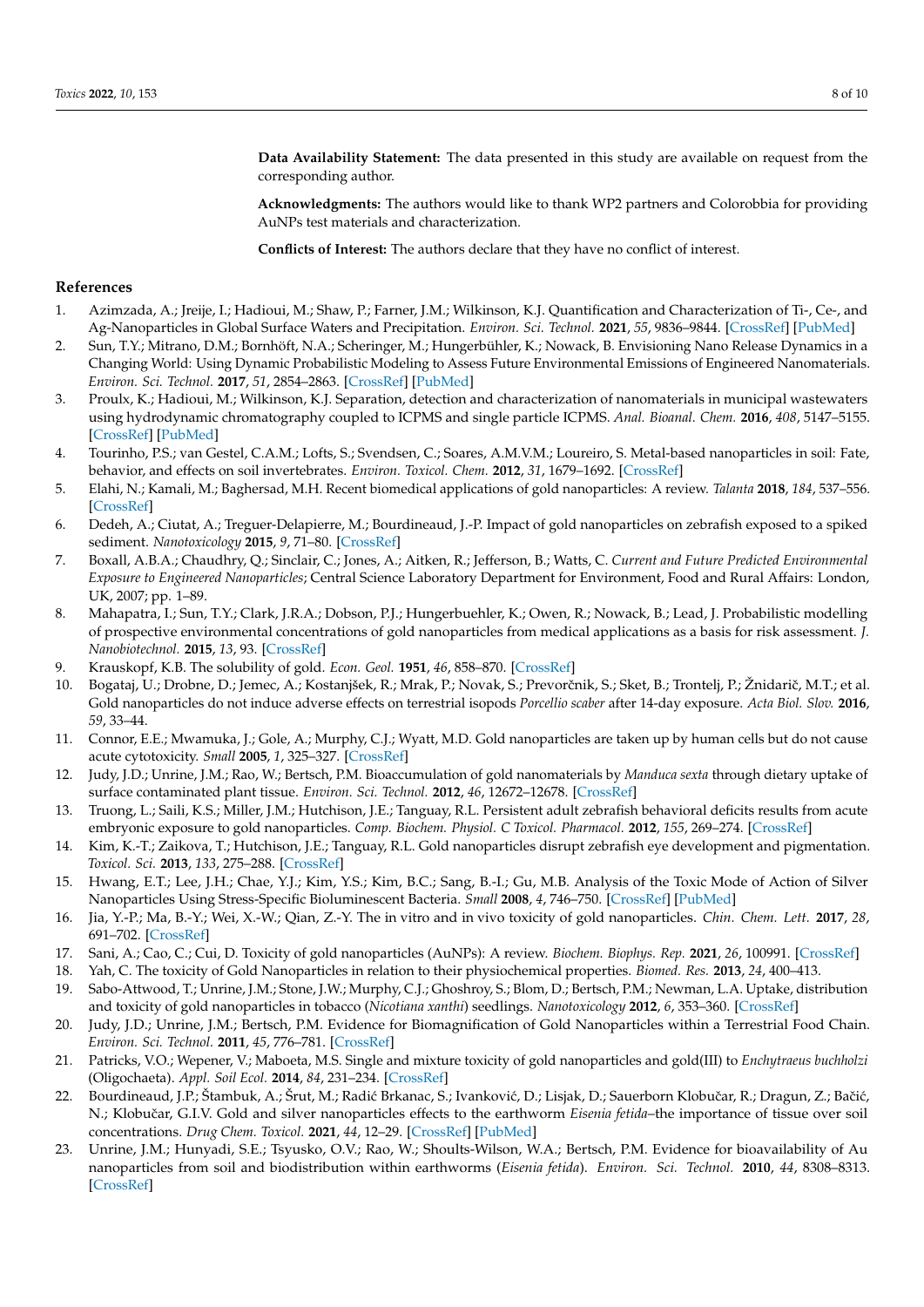**Data Availability Statement:** The data presented in this study are available on request from the corresponding author.

**Acknowledgments:** The authors would like to thank WP2 partners and Colorobbia for providing AuNPs test materials and characterization.

**Conflicts of Interest:** The authors declare that they have no conflict of interest.

## References

1. Azimzada, A.; Jreije, I.; Hadioui, M.; Shaw, P.; Farner, J.M.; Wilkinson, K.J. Quantification and Characterization of Ti-, Ce-, and Ag-Nanoparticles in Global Surface Waters and Precipitation. *Environ. Sci. Technol.* **2021**, *55*, 9836–9844. [CrossRef] [PubMed]
2. Sun, T.Y.; Mitrano, D.M.; Bornhöft, N.A.; Scheringer, M.; Hungerbühler, K.; Nowack, B. Envisioning Nano Release Dynamics in a Changing World: Using Dynamic Probabilistic Modeling to Assess Future Environmental Emissions of Engineered Nanomaterials. *Environ. Sci. Technol.* **2017**, *51*, 2854–2863. [CrossRef] [PubMed]
3. Proulx, K.; Hadioui, M.; Wilkinson, K.J. Separation, detection and characterization of nanomaterials in municipal wastewaters using hydrodynamic chromatography coupled to ICPMS and single particle ICPMS. *Anal. Bioanal. Chem.* **2016**, *408*, 5147–5155. [CrossRef] [PubMed]
4. Tourinho, P.S.; van Gestel, C.A.M.; Lofts, S.; Svendsen, C.; Soares, A.M.V.M.; Loureiro, S. Metal-based nanoparticles in soil: Fate, behavior, and effects on soil invertebrates. *Environ. Toxicol. Chem.* **2012**, *31*, 1679–1692. [CrossRef]
5. Elahi, N.; Kamali, M.; Baghersad, M.H. Recent biomedical applications of gold nanoparticles: A review. *Talanta* **2018**, *184*, 537–556. [CrossRef]
6. Dedeh, A.; Ciutat, A.; Treguer-Delapierre, M.; Bourdineaud, J.-P. Impact of gold nanoparticles on zebrafish exposed to a spiked sediment. *Nanotoxicology* **2015**, *9*, 71–80. [CrossRef]
7. Boxall, A.B.A.; Chaudhry, Q.; Sinclair, C.; Jones, A.; Aitken, R.; Jefferson, B.; Watts, C. *Current and Future Predicted Environmental Exposure to Engineered Nanoparticles*; Central Science Laboratory Department for Environment, Food and Rural Affairs: London, UK, 2007; pp. 1–89.
8. Mahapatra, I.; Sun, T.Y.; Clark, J.R.A.; Dobson, P.J.; Hungerbuehler, K.; Owen, R.; Nowack, B.; Lead, J. Probabilistic modelling of prospective environmental concentrations of gold nanoparticles from medical applications as a basis for risk assessment. *J. Nanobiotechnol.* **2015**, *13*, 93. [CrossRef]
9. Krauskopf, K.B. The solubility of gold. *Econ. Geol.* **1951**, *46*, 858–870. [CrossRef]
10. Bogataj, U.; Drobne, D.; Jemec, A.; Kostanjšek, R.; Mrak, P.; Novak, S.; Prevorčnik, S.; Sket, B.; Trontelj, P.; Žnidarič, M.T.; et al. Gold nanoparticles do not induce adverse effects on terrestrial isopods *Porcellio scaber* after 14-day exposure. *Acta Biol. Slov.* **2016**, *59*, 33–44.
11. Connor, E.E.; Mwamuka, J.; Gole, A.; Murphy, C.J.; Wyatt, M.D. Gold nanoparticles are taken up by human cells but do not cause acute cytotoxicity. *Small* **2005**, *1*, 325–327. [CrossRef]
12. Judy, J.D.; Unrine, J.M.; Rao, W.; Bertsch, P.M. Bioaccumulation of gold nanomaterials by *Manduca sexta* through dietary uptake of surface contaminated plant tissue. *Environ. Sci. Technol.* **2012**, *46*, 12672–12678. [CrossRef]
13. Truong, L.; Saili, K.S.; Miller, J.M.; Hutchison, J.E.; Tanguay, R.L. Persistent adult zebrafish behavioral deficits results from acute embryonic exposure to gold nanoparticles. *Comp. Biochem. Physiol. C Toxicol. Pharmacol.* **2012**, *155*, 269–274. [CrossRef]
14. Kim, K.-T.; Zaikova, T.; Hutchison, J.E.; Tanguay, R.L. Gold nanoparticles disrupt zebrafish eye development and pigmentation. *Toxicol. Sci.* **2013**, *133*, 275–288. [CrossRef]
15. Hwang, E.T.; Lee, J.H.; Chae, Y.J.; Kim, Y.S.; Kim, B.C.; Sang, B.-I.; Gu, M.B. Analysis of the Toxic Mode of Action of Silver Nanoparticles Using Stress-Specific Bioluminescent Bacteria. *Small* **2008**, *4*, 746–750. [CrossRef] [PubMed]
16. Jia, Y.-P.; Ma, B.-Y.; Wei, X.-W.; Qian, Z.-Y. The in vitro and in vivo toxicity of gold nanoparticles. *Chin. Chem. Lett.* **2017**, *28*, 691–702. [CrossRef]
17. Sani, A.; Cao, C.; Cui, D. Toxicity of gold nanoparticles (AuNPs): A review. *Biochem. Biophys. Rep.* **2021**, *26*, 100991. [CrossRef]
18. Yah, C. The toxicity of Gold Nanoparticles in relation to their physiochemical properties. *Biomed. Res.* **2013**, *24*, 400–413.
19. Sabo-Attwood, T.; Unrine, J.M.; Stone, J.W.; Murphy, C.J.; Ghoshroy, S.; Blom, D.; Bertsch, P.M.; Newman, L.A. Uptake, distribution and toxicity of gold nanoparticles in tobacco (*Nicotiana xanthi*) seedlings. *Nanotoxicology* **2012**, *6*, 353–360. [CrossRef]
20. Judy, J.D.; Unrine, J.M.; Bertsch, P.M. Evidence for Biomagnification of Gold Nanoparticles within a Terrestrial Food Chain. *Environ. Sci. Technol.* **2011**, *45*, 776–781. [CrossRef]
21. Patricks, V.O.; Wepener, V.; Maboeta, M.S. Single and mixture toxicity of gold nanoparticles and gold(III) to *Enchytraeus buchholzi* (Oligochaeta). *Appl. Soil Ecol.* **2014**, *84*, 231–234. [CrossRef]
22. Bourdineaud, J.P.; Štambuk, A.; Šrut, M.; Radić Brkanac, S.; Ivanković, D.; Lisjak, D.; Sauerborn Klobučar, R.; Dragun, Z.; Bačić, N.; Klobučar, G.I.V. Gold and silver nanoparticles effects to the earthworm *Eisenia fetida*–the importance of tissue over soil concentrations. *Drug Chem. Toxicol.* **2021**, *44*, 12–29. [CrossRef] [PubMed]
23. Unrine, J.M.; Hunyadi, S.E.; Tsyusko, O.V.; Rao, W.; Shoults-Wilson, W.A.; Bertsch, P.M. Evidence for bioavailability of Au nanoparticles from soil and biodistribution within earthworms (*Eisenia fetida*). *Environ. Sci. Technol.* **2010**, *44*, 8308–8313. [CrossRef]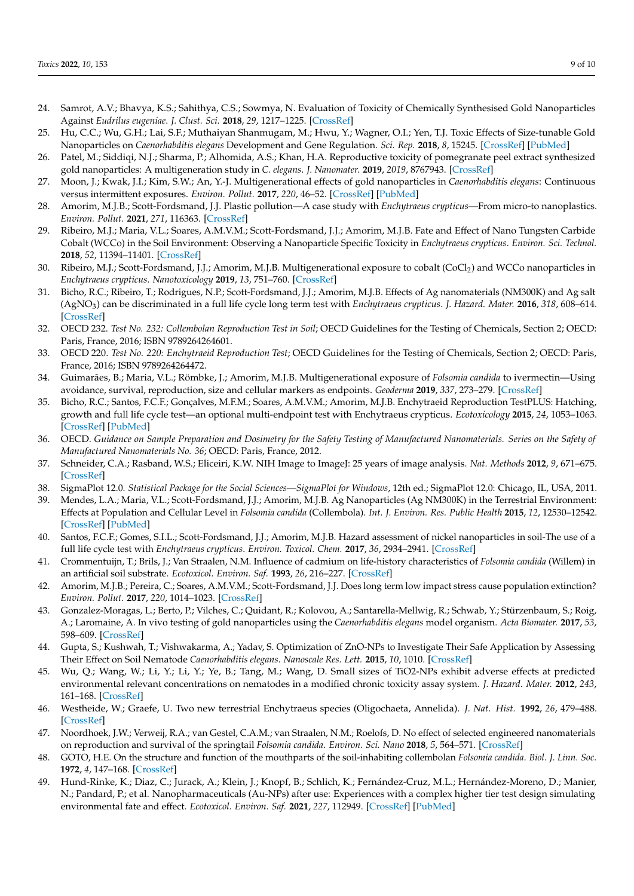24. Samrot, A.V.; Bhavya, K.S.; Sahithya, C.S.; Sowmya, N. Evaluation of Toxicity of Chemically Synthesised Gold Nanoparticles Against *Eudrilus eugeniae*. *J. Clust. Sci.* **2018**, *29*, 1217–1225. [CrossRef]
25. Hu, C.C.; Wu, G.H.; Lai, S.F.; Muthaiyan Shanmugam, M.; Hwu, Y.; Wagner, O.I.; Yen, T.J. Toxic Effects of Size-tunable Gold Nanoparticles on *Caenorhabditis elegans* Development and Gene Regulation. *Sci. Rep.* **2018**, *8*, 15245. [CrossRef] [PubMed]
26. Patel, M.; Siddiqi, N.J.; Sharma, P.; Alhomida, A.S.; Khan, H.A. Reproductive toxicity of pomegranate peel extract synthesized gold nanoparticles: A multigeneration study in *C. elegans*. *J. Nanomater.* **2019**, *2019*, 8767943. [CrossRef]
27. Moon, J.; Kwak, J.I.; Kim, S.W.; An, Y.-J. Multigenerational effects of gold nanoparticles in *Caenorhabditis elegans*: Continuous versus intermittent exposures. *Environ. Pollut.* **2017**, *220*, 46–52. [CrossRef] [PubMed]
28. Amorim, M.J.B.; Scott-Fordsmand, J.J. Plastic pollution—A case study with *Enchytraeus crypticus*—From micro-to nanoplastics. *Environ. Pollut.* **2021**, *271*, 116363. [CrossRef]
29. Ribeiro, M.J.; Maria, V.L.; Soares, A.M.V.M.; Scott-Fordsmand, J.J.; Amorim, M.J.B. Fate and Effect of Nano Tungsten Carbide Cobalt (WCCo) in the Soil Environment: Observing a Nanoparticle Specific Toxicity in *Enchytraeus crypticus*. *Environ. Sci. Technol.* **2018**, *52*, 11394–11401. [CrossRef]
30. Ribeiro, M.J.; Scott-Fordsmand, J.J.; Amorim, M.J.B. Multigenerational exposure to cobalt ($CoCl_2$) and WCCo nanoparticles in *Enchytraeus crypticus*. *Nanotoxicology* **2019**, *13*, 751–760. [CrossRef]
31. Bicho, R.C.; Ribeiro, T.; Rodrigues, N.P.; Scott-Fordsmand, J.J.; Amorim, M.J.B. Effects of Ag nanomaterials (NM300K) and Ag salt ($AgNO_3$) can be discriminated in a full life cycle long term test with *Enchytraeus crypticus*. *J. Hazard. Mater.* **2016**, *318*, 608–614. [CrossRef]
32. OECD 232. *Test No. 232: Collembolan Reproduction Test in Soil*; OECD Guidelines for the Testing of Chemicals, Section 2; OECD: Paris, France, 2016; ISBN 9789264264601.
33. OECD 220. *Test No. 220: Enchytraeid Reproduction Test*; OECD Guidelines for the Testing of Chemicals, Section 2; OECD: Paris, France, 2016; ISBN 9789264264472.
34. Guimarães, B.; Maria, V.L.; Römbke, J.; Amorim, M.J.B. Multigenerational exposure of *Folsomia candida* to ivermectin—Using avoidance, survival, reproduction, size and cellular markers as endpoints. *Geoderma* **2019**, *337*, 273–279. [CrossRef]
35. Bicho, R.C.; Santos, F.C.F.; Gonçalves, M.F.M.; Soares, A.M.V.M.; Amorim, M.J.B. Enchytraeid Reproduction TestPLUS: Hatching, growth and full life cycle test—an optional multi-endpoint test with Enchytraeus crypticus. *Ecotoxicology* **2015**, *24*, 1053–1063. [CrossRef] [PubMed]
36. OECD. *Guidance on Sample Preparation and Dosimetry for the Safety Testing of Manufactured Nanomaterials. Series on the Safety of Manufactured Nanomaterials No. 36*; OECD: Paris, France, 2012.
37. Schneider, C.A.; Rasband, W.S.; Eliceiri, K.W. NIH Image to ImageJ: 25 years of image analysis. *Nat. Methods* **2012**, *9*, 671–675. [CrossRef]
38. SigmaPlot 12.0. *Statistical Package for the Social Sciences—SigmaPlot for Windows*, 12th ed.; SigmaPlot 12.0: Chicago, IL, USA, 2011.
39. Mendes, L.A.; Maria, V.L.; Scott-Fordsmand, J.J.; Amorim, M.J.B. Ag Nanoparticles (Ag NM300K) in the Terrestrial Environment: Effects at Population and Cellular Level in *Folsomia candida* (Collembola). *Int. J. Environ. Res. Public Health* **2015**, *12*, 12530–12542. [CrossRef] [PubMed]
40. Santos, F.C.F.; Gomes, S.I.L.; Scott-Fordsmand, J.J.; Amorim, M.J.B. Hazard assessment of nickel nanoparticles in soil-The use of a full life cycle test with *Enchytraeus crypticus*. *Environ. Toxicol. Chem.* **2017**, *36*, 2934–2941. [CrossRef]
41. Crommentuijn, T.; Brils, J.; Van Straalen, N.M. Influence of cadmium on life-history characteristics of *Folsomia candida* (Willem) in an artificial soil substrate. *Ecotoxicol. Environ. Saf.* **1993**, *26*, 216–227. [CrossRef]
42. Amorim, M.J.B.; Pereira, C.; Soares, A.M.V.M.; Scott-Fordsmand, J.J. Does long term low impact stress cause population extinction? *Environ. Pollut.* **2017**, *220*, 1014–1023. [CrossRef]
43. Gonzalez-Moragas, L.; Berto, P.; Vilches, C.; Quidant, R.; Kolovou, A.; Santarella-Mellwig, R.; Schwab, Y.; Stürzenbaum, S.; Roig, A.; Laromaine, A. In vivo testing of gold nanoparticles using the *Caenorhabditis elegans* model organism. *Acta Biomater.* **2017**, *53*, 598–609. [CrossRef]
44. Gupta, S.; Kushwah, T.; Vishwakarma, A.; Yadav, S. Optimization of ZnO-NPs to Investigate Their Safe Application by Assessing Their Effect on Soil Nematode *Caenorhabditis elegans*. *Nanoscale Res. Lett.* **2015**, *10*, 1010. [CrossRef]
45. Wu, Q.; Wang, W.; Li, Y.; Li, Y.; Ye, B.; Tang, M.; Wang, D. Small sizes of TiO2-NPs exhibit adverse effects at predicted environmental relevant concentrations on nematodes in a modified chronic toxicity assay system. *J. Hazard. Mater.* **2012**, *243*, 161–168. [CrossRef]
46. Westheide, W.; Graefe, U. Two new terrestrial Enchytraeus species (Oligochaeta, Annelida). *J. Nat. Hist.* **1992**, *26*, 479–488. [CrossRef]
47. Noordhoek, J.W.; Verweij, R.A.; van Gestel, C.A.M.; van Straalen, N.M.; Roelofs, D. No effect of selected engineered nanomaterials on reproduction and survival of the springtail *Folsomia candida*. *Environ. Sci. Nano* **2018**, *5*, 564–571. [CrossRef]
48. GOTO, H.E. On the structure and function of the mouthparts of the soil-inhabiting collembolan *Folsomia candida*. *Biol. J. Linn. Soc.* **1972**, *4*, 147–168. [CrossRef]
49. Hund-Rinke, K.; Diaz, C.; Jurack, A.; Klein, J.; Knopf, B.; Schlich, K.; Fernández-Cruz, M.L.; Hernández-Moreno, D.; Manier, N.; Pandard, P.; et al. Nanopharmaceuticals (Au-NPs) after use: Experiences with a complex higher tier test design simulating environmental fate and effect. *Ecotoxicol. Environ. Saf.* **2021**, *227*, 112949. [CrossRef] [PubMed]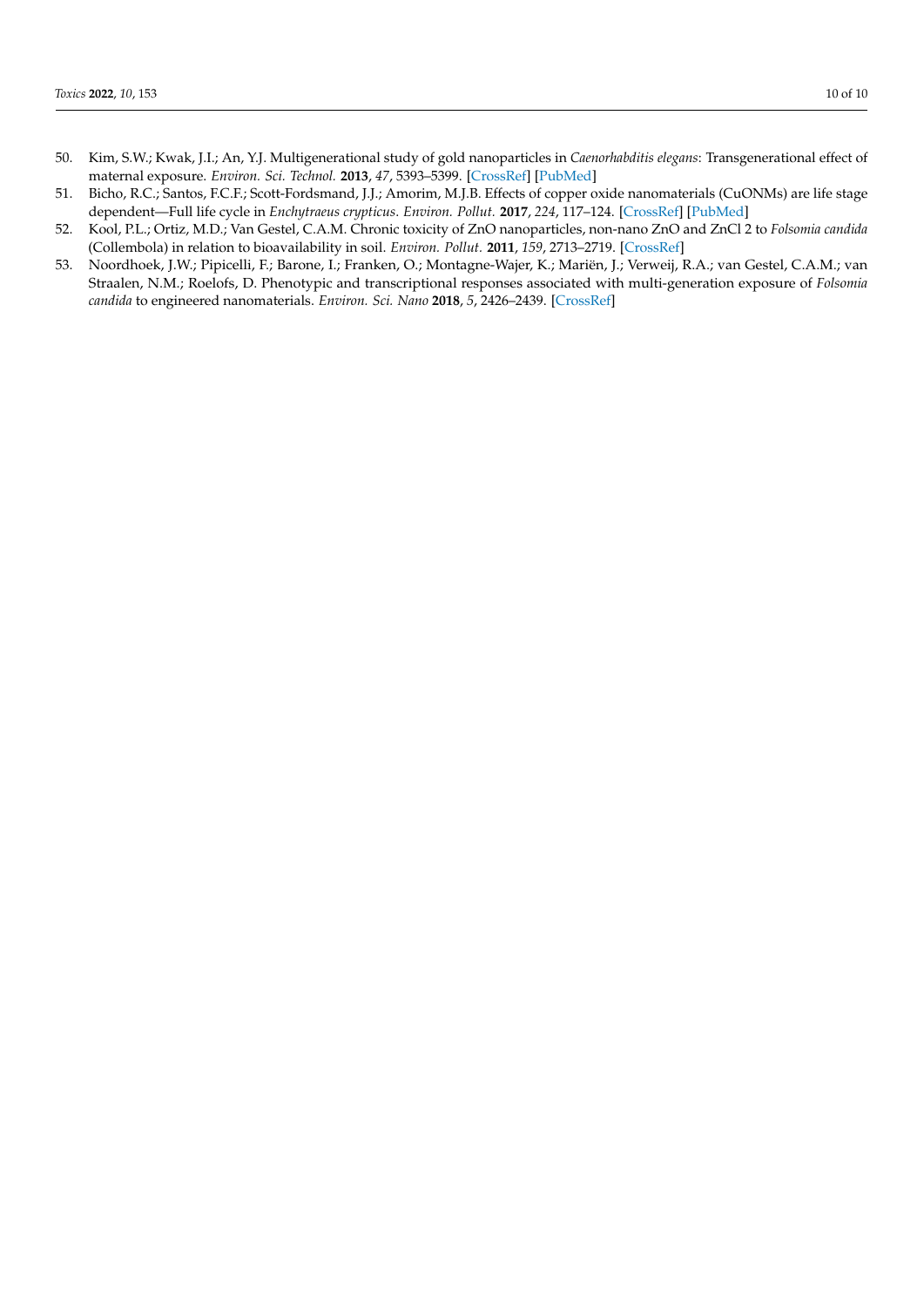50. Kim, S.W.; Kwak, J.I.; An, Y.J. Multigenerational study of gold nanoparticles in *Caenorhabditis elegans*: Transgenerational effect of maternal exposure. *Environ. Sci. Technol.* **2013**, *47*, 5393–5399. [CrossRef] [PubMed]
51. Bicho, R.C.; Santos, F.C.F.; Scott-Fordsmand, J.J.; Amorim, M.J.B. Effects of copper oxide nanomaterials (CuONMs) are life stage dependent—Full life cycle in *Enchytraeus crypticus*. *Environ. Pollut.* **2017**, *224*, 117–124. [CrossRef] [PubMed]
52. Kool, P.L.; Ortiz, M.D.; Van Gestel, C.A.M. Chronic toxicity of ZnO nanoparticles, non-nano ZnO and ZnCl 2 to *Folsomia candida* (Collembola) in relation to bioavailability in soil. *Environ. Pollut.* **2011**, *159*, 2713–2719. [CrossRef]
53. Noordhoek, J.W.; Pipicelli, F.; Barone, I.; Franken, O.; Montagne-Wajer, K.; Mariën, J.; Verweij, R.A.; van Gestel, C.A.M.; van Straalen, N.M.; Roelofs, D. Phenotypic and transcriptional responses associated with multi-generation exposure of *Folsomia candida* to engineered nanomaterials. *Environ. Sci. Nano* **2018**, *5*, 2426–2439. [CrossRef]